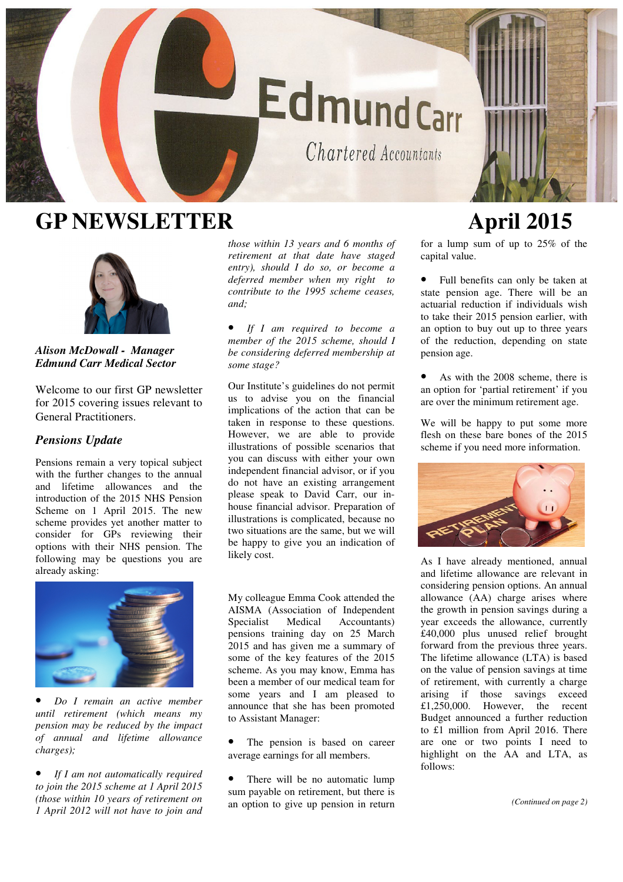# GP NEWSLETTER

# April 2015

***Alison McDowall - Manager***
***Edmund Carr Medical Sector***

Welcome to our first GP newsletter for 2015 covering issues relevant to General Practitioners.

## *Pensions Update*

Pensions remain a very topical subject with the further changes to the annual and lifetime allowances and the introduction of the 2015 NHS Pension Scheme on 1 April 2015. The new scheme provides yet another matter to consider for GPs reviewing their options with their NHS pension. The following may be questions you are already asking:

- *Do I remain an active member until retirement (which means my pension may be reduced by the impact of annual and lifetime allowance charges);*

- *If I am not automatically required to join the 2015 scheme at 1 April 2015 (those within 10 years of retirement on 1 April 2012 will not have to join and those within 13 years and 6 months of retirement at that date have staged entry), should I do so, or become a deferred member when my right to contribute to the 1995 scheme ceases, and;*

- *If I am required to become a member of the 2015 scheme, should I be considering deferred membership at some stage?*

Our Institute's guidelines do not permit us to advise you on the financial implications of the action that can be taken in response to these questions. However, we are able to provide illustrations of possible scenarios that you can discuss with either your own independent financial advisor, or if you do not have an existing arrangement please speak to David Carr, our in-house financial advisor. Preparation of illustrations is complicated, because no two situations are the same, but we will be happy to give you an indication of likely cost.

My colleague Emma Cook attended the AISMA (Association of Independent Specialist Medical Accountants) pensions training day on 25 March 2015 and has given me a summary of some of the key features of the 2015 scheme. As you may know, Emma has been a member of our medical team for some years and I am pleased to announce that she has been promoted to Assistant Manager:

- The pension is based on career average earnings for all members.

- There will be no automatic lump sum payable on retirement, but there is an option to give up pension in return for a lump sum of up to 25% of the capital value.

- Full benefits can only be taken at state pension age. There will be an actuarial reduction if individuals wish to take their 2015 pension earlier, with an option to buy out up to three years of the reduction, depending on state pension age.

- As with the 2008 scheme, there is an option for 'partial retirement' if you are over the minimum retirement age.

We will be happy to put some more flesh on these bare bones of the 2015 scheme if you need more information.

As I have already mentioned, annual and lifetime allowance are relevant in considering pension options. An annual allowance (AA) charge arises where the growth in pension savings during a year exceeds the allowance, currently £40,000 plus unused relief brought forward from the previous three years. The lifetime allowance (LTA) is based on the value of pension savings at time of retirement, with currently a charge arising if those savings exceed £1,250,000. However, the recent Budget announced a further reduction to £1 million from April 2016. There are one or two points I need to highlight on the AA and LTA, as follows:

*(Continued on page 2)*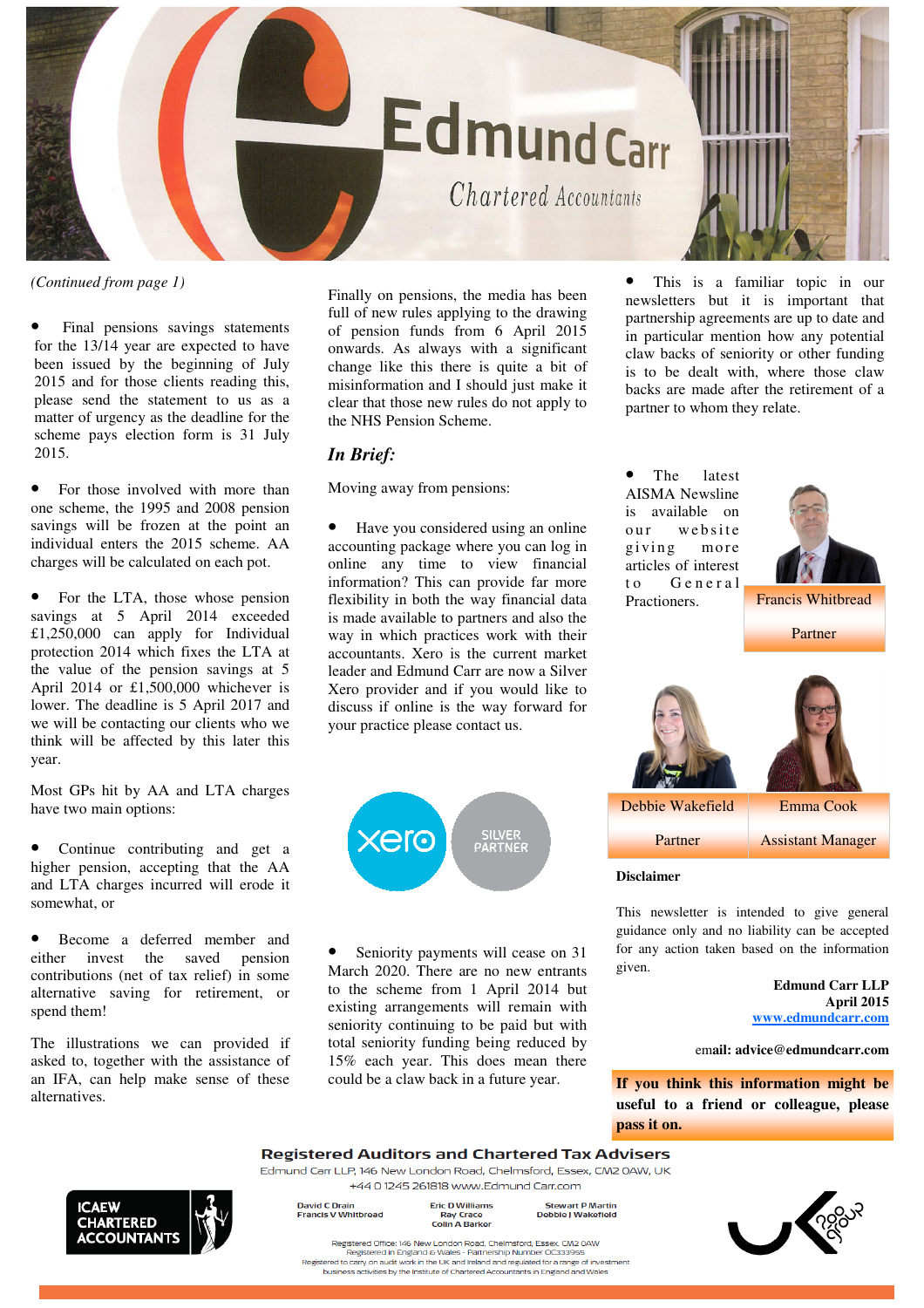*(Continued from page 1)*

- Final pensions savings statements for the 13/14 year are expected to have been issued by the beginning of July 2015 and for those clients reading this, please send the statement to us as a matter of urgency as the deadline for the scheme pays election form is 31 July 2015.

- For those involved with more than one scheme, the 1995 and 2008 pension savings will be frozen at the point an individual enters the 2015 scheme. AA charges will be calculated on each pot.

- For the LTA, those whose pension savings at 5 April 2014 exceeded £1,250,000 can apply for Individual protection 2014 which fixes the LTA at the value of the pension savings at 5 April 2014 or £1,500,000 whichever is lower. The deadline is 5 April 2017 and we will be contacting our clients who we think will be affected by this later this year.

Most GPs hit by AA and LTA charges have two main options:

- Continue contributing and get a higher pension, accepting that the AA and LTA charges incurred will erode it somewhat, or

- Become a deferred member and either invest the saved pension contributions (net of tax relief) in some alternative saving for retirement, or spend them!

The illustrations we can provided if asked to, together with the assistance of an IFA, can help make sense of these alternatives.

Finally on pensions, the media has been full of new rules applying to the drawing of pension funds from 6 April 2015 onwards. As always with a significant change like this there is quite a bit of misinformation and I should just make it clear that those new rules do not apply to the NHS Pension Scheme.

## *In Brief:*

Moving away from pensions:

- Have you considered using an online accounting package where you can log in online any time to view financial information? This can provide far more flexibility in both the way financial data is made available to partners and also the way in which practices work with their accountants. Xero is the current market leader and Edmund Carr are now a Silver Xero provider and if you would like to discuss if online is the way forward for your practice please contact us.

xero SILVER PARTNER

- Seniority payments will cease on 31 March 2020. There are no new entrants to the scheme from 1 April 2014 but existing arrangements will remain with seniority continuing to be paid but with total seniority funding being reduced by 15% each year. This does mean there could be a claw back in a future year.

- This is a familiar topic in our newsletters but it is important that partnership agreements are up to date and in particular mention how any potential claw backs of seniority or other funding is to be dealt with, where those claw backs are made after the retirement of a partner to whom they relate.

- The latest AISMA Newsline is available on our website giving more articles of interest to General Practioners.

Francis Whitbread

Partner

Debbie Wakefield

Partner

Emma Cook

Assistant Manager

**Disclaimer**

This newsletter is intended to give general guidance only and no liability can be accepted for any action taken based on the information given.

**Edmund Carr LLP**
**April 2015**
[www.edmundcarr.com](http://www.edmundcarr.com)

email: **advice@edmundcarr.com**

**If you think this information might be useful to a friend or colleague, please pass it on.**

**Registered Auditors and Chartered Tax Advisers**

Edmund Carr LLP, 146 New London Road, Chelmsford, Essex, CM2 0AW, UK

+44 0 1245 261818 www.Edmund Carr.com

ICAEW CHARTERED ACCOUNTANTS

David C Drain, Francis V Whitbread, Eric D Williams, Ray Crace, Colin A Barker, Stewart P Martin, Debbie J Wakefield

Registered Office: 146 New London Road, Chelmsford, Essex, CM2 0AW
Registered in England & Wales - Partnership Number OC333955
Registered to carry on audit work in the UK and Ireland and regulated for a range of investment business activities by the Institute of Chartered Accountants in England and Wales